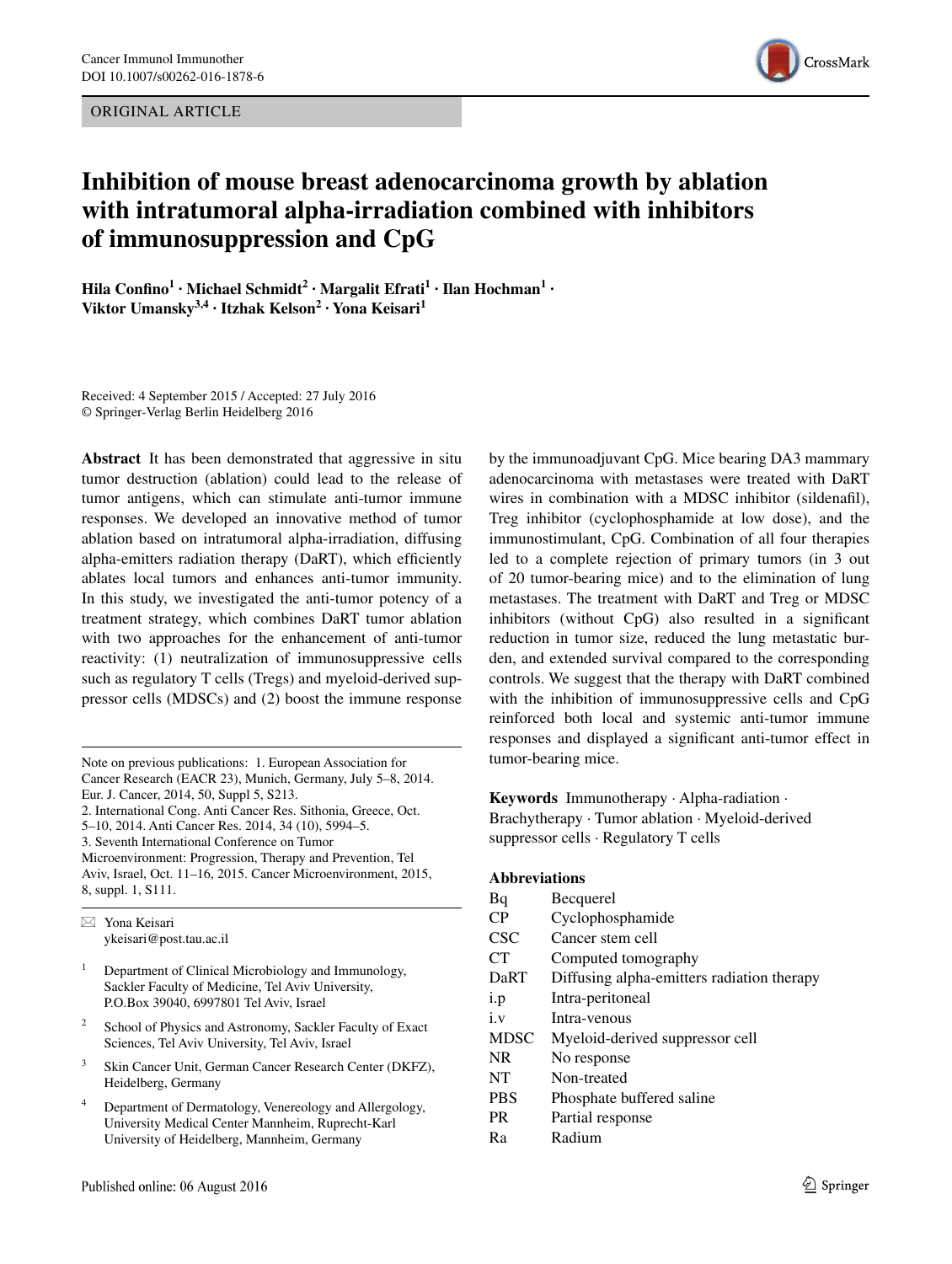ORIGINAL ARTICLE

# Inhibition of mouse breast adenocarcinoma growth by ablation with intratumoral alpha-irradiation combined with inhibitors of immunosuppression and CpG

**Hila Confino[1] · Michael Schmidt[2] · Margalit Efrati[1] · Ilan Hochman[1] · Viktor Umansky[3,4] · Itzhak Kelson[2] · Yona Keisari[1]**

Received: 4 September 2015 / Accepted: 27 July 2016
© Springer-Verlag Berlin Heidelberg 2016

**Abstract** It has been demonstrated that aggressive in situ tumor destruction (ablation) could lead to the release of tumor antigens, which can stimulate anti-tumor immune responses. We developed an innovative method of tumor ablation based on intratumoral alpha-irradiation, diffusing alpha-emitters radiation therapy (DaRT), which efficiently ablates local tumors and enhances anti-tumor immunity. In this study, we investigated the anti-tumor potency of a treatment strategy, which combines DaRT tumor ablation with two approaches for the enhancement of anti-tumor reactivity: (1) neutralization of immunosuppressive cells such as regulatory T cells (Tregs) and myeloid-derived suppressor cells (MDSCs) and (2) boost the immune response by the immunoadjuvant CpG. Mice bearing DA3 mammary adenocarcinoma with metastases were treated with DaRT wires in combination with a MDSC inhibitor (sildenafil), Treg inhibitor (cyclophosphamide at low dose), and the immunostimulant, CpG. Combination of all four therapies led to a complete rejection of primary tumors (in 3 out of 20 tumor-bearing mice) and to the elimination of lung metastases. The treatment with DaRT and Treg or MDSC inhibitors (without CpG) also resulted in a significant reduction in tumor size, reduced the lung metastatic burden, and extended survival compared to the corresponding controls. We suggest that the therapy with DaRT combined with the inhibition of immunosuppressive cells and CpG reinforced both local and systemic anti-tumor immune responses and displayed a significant anti-tumor effect in tumor-bearing mice.

**Keywords** Immunotherapy · Alpha-radiation · Brachytherapy · Tumor ablation · Myeloid-derived suppressor cells · Regulatory T cells

**Abbreviations**

| | |
|---|---|
| Bq | Becquerel |
| CP | Cyclophosphamide |
| CSC | Cancer stem cell |
| CT | Computed tomography |
| DaRT | Diffusing alpha-emitters radiation therapy |
| i.p | Intra-peritoneal |
| i.v | Intra-venous |
| MDSC | Myeloid-derived suppressor cell |
| NR | No response |
| NT | Non-treated |
| PBS | Phosphate buffered saline |
| PR | Partial response |
| Ra | Radium |

Note on previous publications: 1. European Association for Cancer Research (EACR 23), Munich, Germany, July 5–8, 2014. Eur. J. Cancer, 2014, 50, Suppl 5, S213.
2. International Cong. Anti Cancer Res. Sithonia, Greece, Oct. 5–10, 2014. Anti Cancer Res. 2014, 34 (10), 5994–5.
3. Seventh International Conference on Tumor Microenvironment: Progression, Therapy and Prevention, Tel Aviv, Israel, Oct. 11–16, 2015. Cancer Microenvironment, 2015, 8, suppl. 1, S111.

✉ Yona Keisari
ykeisari@post.tau.ac.il

[1] Department of Clinical Microbiology and Immunology, Sackler Faculty of Medicine, Tel Aviv University, P.O.Box 39040, 6997801 Tel Aviv, Israel

[2] School of Physics and Astronomy, Sackler Faculty of Exact Sciences, Tel Aviv University, Tel Aviv, Israel

[3] Skin Cancer Unit, German Cancer Research Center (DKFZ), Heidelberg, Germany

[4] Department of Dermatology, Venereology and Allergology, University Medical Center Mannheim, Ruprecht-Karl University of Heidelberg, Mannheim, Germany

Published online: 06 August 2016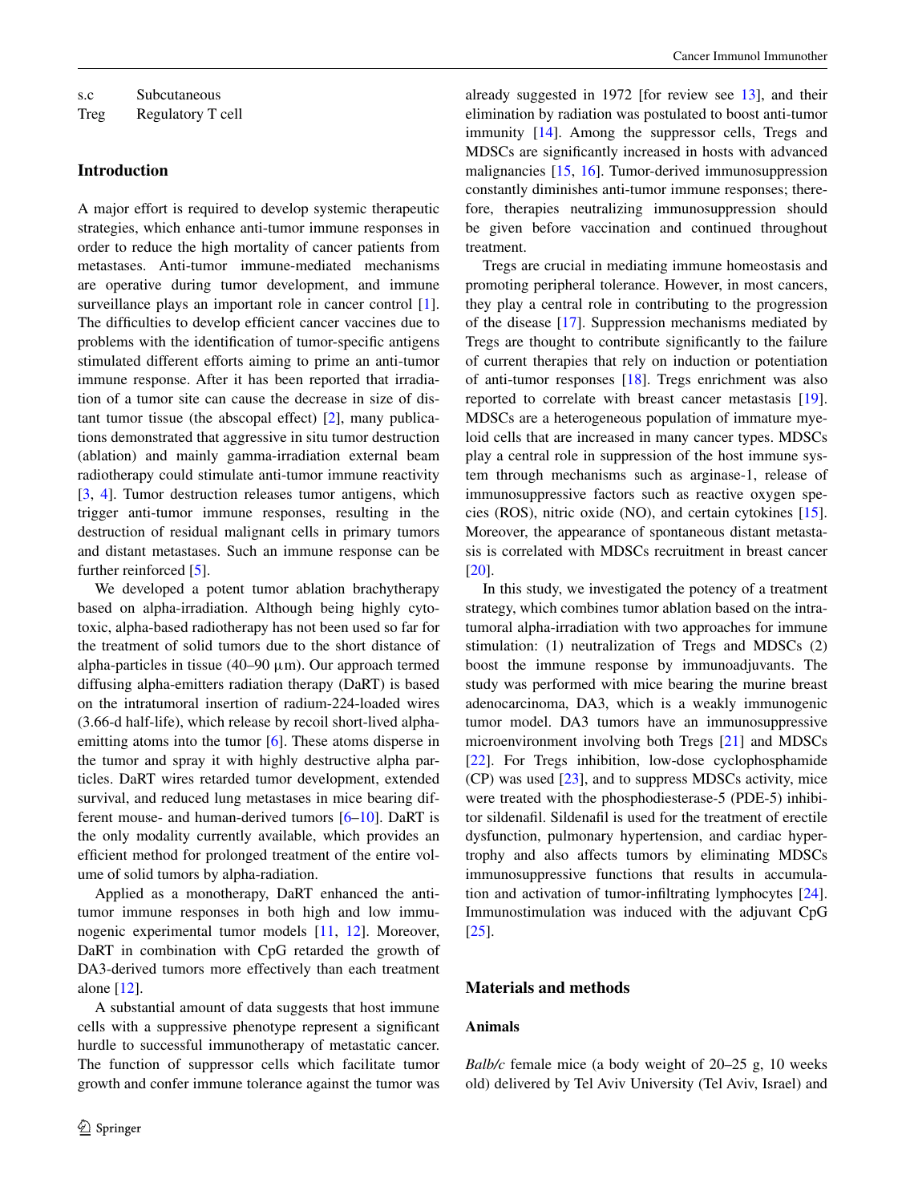| | |
|---|---|
| s.c | Subcutaneous |
| Treg | Regulatory T cell |

## Introduction

A major effort is required to develop systemic therapeutic strategies, which enhance anti-tumor immune responses in order to reduce the high mortality of cancer patients from metastases. Anti-tumor immune-mediated mechanisms are operative during tumor development, and immune surveillance plays an important role in cancer control [1]. The difficulties to develop efficient cancer vaccines due to problems with the identification of tumor-specific antigens stimulated different efforts aiming to prime an anti-tumor immune response. After it has been reported that irradiation of a tumor site can cause the decrease in size of distant tumor tissue (the abscopal effect) [2], many publications demonstrated that aggressive in situ tumor destruction (ablation) and mainly gamma-irradiation external beam radiotherapy could stimulate anti-tumor immune reactivity [3, 4]. Tumor destruction releases tumor antigens, which trigger anti-tumor immune responses, resulting in the destruction of residual malignant cells in primary tumors and distant metastases. Such an immune response can be further reinforced [5].

We developed a potent tumor ablation brachytherapy based on alpha-irradiation. Although being highly cytotoxic, alpha-based radiotherapy has not been used so far for the treatment of solid tumors due to the short distance of alpha-particles in tissue (40–90 µm). Our approach termed diffusing alpha-emitters radiation therapy (DaRT) is based on the intratumoral insertion of radium-224-loaded wires (3.66-d half-life), which release by recoil short-lived alpha-emitting atoms into the tumor [6]. These atoms disperse in the tumor and spray it with highly destructive alpha particles. DaRT wires retarded tumor development, extended survival, and reduced lung metastases in mice bearing different mouse- and human-derived tumors [6–10]. DaRT is the only modality currently available, which provides an efficient method for prolonged treatment of the entire volume of solid tumors by alpha-radiation.

Applied as a monotherapy, DaRT enhanced the anti-tumor immune responses in both high and low immunogenic experimental tumor models [11, 12]. Moreover, DaRT in combination with CpG retarded the growth of DA3-derived tumors more effectively than each treatment alone [12].

A substantial amount of data suggests that host immune cells with a suppressive phenotype represent a significant hurdle to successful immunotherapy of metastatic cancer. The function of suppressor cells which facilitate tumor growth and confer immune tolerance against the tumor was already suggested in 1972 [for review see 13], and their elimination by radiation was postulated to boost anti-tumor immunity [14]. Among the suppressor cells, Tregs and MDSCs are significantly increased in hosts with advanced malignancies [15, 16]. Tumor-derived immunosuppression constantly diminishes anti-tumor immune responses; therefore, therapies neutralizing immunosuppression should be given before vaccination and continued throughout treatment.

Tregs are crucial in mediating immune homeostasis and promoting peripheral tolerance. However, in most cancers, they play a central role in contributing to the progression of the disease [17]. Suppression mechanisms mediated by Tregs are thought to contribute significantly to the failure of current therapies that rely on induction or potentiation of anti-tumor responses [18]. Tregs enrichment was also reported to correlate with breast cancer metastasis [19]. MDSCs are a heterogeneous population of immature myeloid cells that are increased in many cancer types. MDSCs play a central role in suppression of the host immune system through mechanisms such as arginase-1, release of immunosuppressive factors such as reactive oxygen species (ROS), nitric oxide (NO), and certain cytokines [15]. Moreover, the appearance of spontaneous distant metastasis is correlated with MDSCs recruitment in breast cancer [20].

In this study, we investigated the potency of a treatment strategy, which combines tumor ablation based on the intratumoral alpha-irradiation with two approaches for immune stimulation: (1) neutralization of Tregs and MDSCs (2) boost the immune response by immunoadjuvants. The study was performed with mice bearing the murine breast adenocarcinoma, DA3, which is a weakly immunogenic tumor model. DA3 tumors have an immunosuppressive microenvironment involving both Tregs [21] and MDSCs [22]. For Tregs inhibition, low-dose cyclophosphamide (CP) was used [23], and to suppress MDSCs activity, mice were treated with the phosphodiesterase-5 (PDE-5) inhibitor sildenafil. Sildenafil is used for the treatment of erectile dysfunction, pulmonary hypertension, and cardiac hypertrophy and also affects tumors by eliminating MDSCs immunosuppressive functions that results in accumulation and activation of tumor-infiltrating lymphocytes [24]. Immunostimulation was induced with the adjuvant CpG [25].

## Materials and methods

### Animals

*Balb/c* female mice (a body weight of 20–25 g, 10 weeks old) delivered by Tel Aviv University (Tel Aviv, Israel) and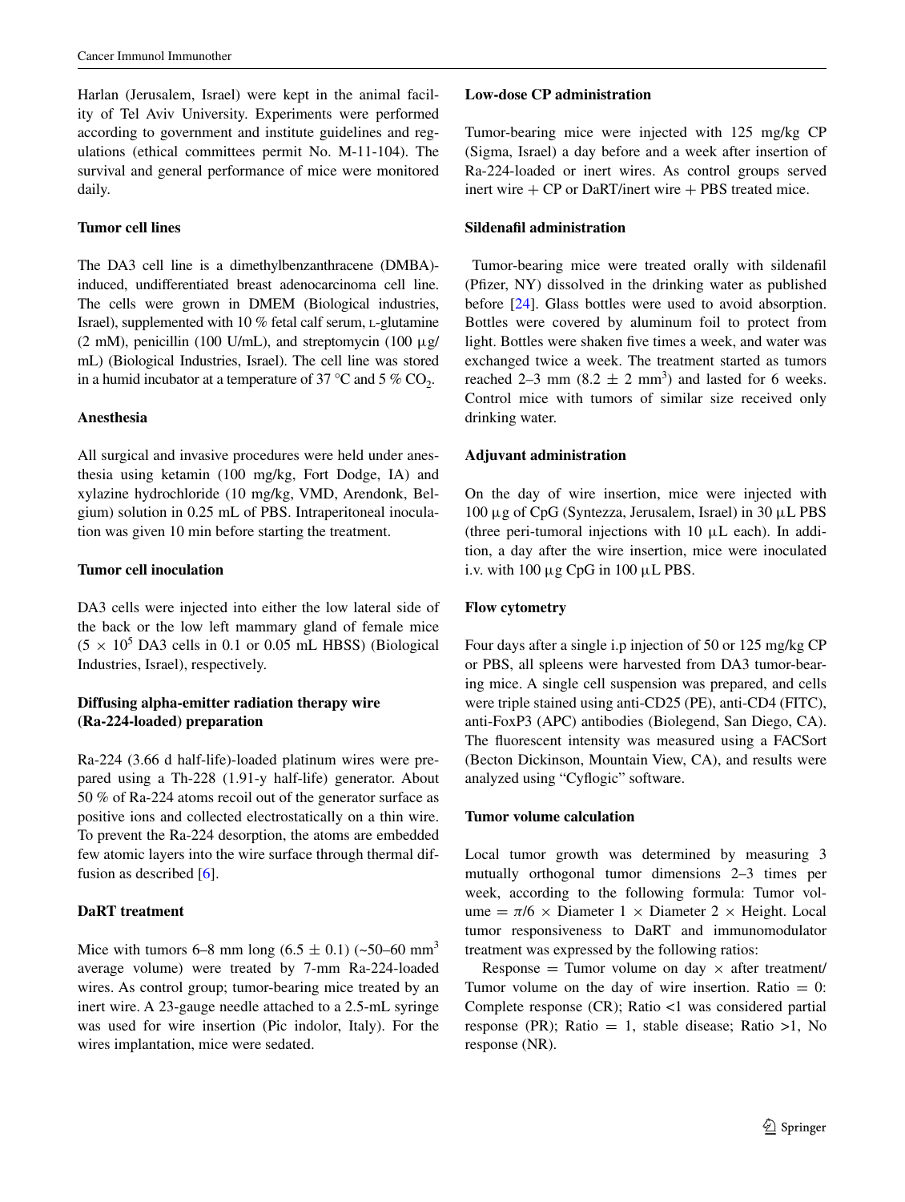Harlan (Jerusalem, Israel) were kept in the animal facility of Tel Aviv University. Experiments were performed according to government and institute guidelines and regulations (ethical committees permit No. M-11-104). The survival and general performance of mice were monitored daily.

### Tumor cell lines

The DA3 cell line is a dimethylbenzanthracene (DMBA)-induced, undifferentiated breast adenocarcinoma cell line. The cells were grown in DMEM (Biological industries, Israel), supplemented with 10 % fetal calf serum, L-glutamine (2 mM), penicillin (100 U/mL), and streptomycin (100 µg/mL) (Biological Industries, Israel). The cell line was stored in a humid incubator at a temperature of 37 °C and 5 % $CO_2$.

### Anesthesia

All surgical and invasive procedures were held under anesthesia using ketamin (100 mg/kg, Fort Dodge, IA) and xylazine hydrochloride (10 mg/kg, VMD, Arendonk, Belgium) solution in 0.25 mL of PBS. Intraperitoneal inoculation was given 10 min before starting the treatment.

### Tumor cell inoculation

DA3 cells were injected into either the low lateral side of the back or the low left mammary gland of female mice ($5 \times 10^5$ DA3 cells in 0.1 or 0.05 mL HBSS) (Biological Industries, Israel), respectively.

### Diffusing alpha-emitter radiation therapy wire (Ra-224-loaded) preparation

Ra-224 (3.66 d half-life)-loaded platinum wires were prepared using a Th-228 (1.91-y half-life) generator. About 50 % of Ra-224 atoms recoil out of the generator surface as positive ions and collected electrostatically on a thin wire. To prevent the Ra-224 desorption, the atoms are embedded few atomic layers into the wire surface through thermal diffusion as described [6].

### DaRT treatment

Mice with tumors 6–8 mm long (6.5 ± 0.1) (~50–60 $mm^3$ average volume) were treated by 7-mm Ra-224-loaded wires. As control group; tumor-bearing mice treated by an inert wire. A 23-gauge needle attached to a 2.5-mL syringe was used for wire insertion (Pic indolor, Italy). For the wires implantation, mice were sedated.

### Low-dose CP administration

Tumor-bearing mice were injected with 125 mg/kg CP (Sigma, Israel) a day before and a week after insertion of Ra-224-loaded or inert wires. As control groups served inert wire + CP or DaRT/inert wire + PBS treated mice.

### Sildenafil administration

Tumor-bearing mice were treated orally with sildenafil (Pfizer, NY) dissolved in the drinking water as published before [24]. Glass bottles were used to avoid absorption. Bottles were covered by aluminum foil to protect from light. Bottles were shaken five times a week, and water was exchanged twice a week. The treatment started as tumors reached 2–3 mm (8.2 ± 2 $mm^3$) and lasted for 6 weeks. Control mice with tumors of similar size received only drinking water.

### Adjuvant administration

On the day of wire insertion, mice were injected with 100 µg of CpG (Syntezza, Jerusalem, Israel) in 30 µL PBS (three peri-tumoral injections with 10 µL each). In addition, a day after the wire insertion, mice were inoculated i.v. with 100 µg CpG in 100 µL PBS.

### Flow cytometry

Four days after a single i.p injection of 50 or 125 mg/kg CP or PBS, all spleens were harvested from DA3 tumor-bearing mice. A single cell suspension was prepared, and cells were triple stained using anti-CD25 (PE), anti-CD4 (FITC), anti-FoxP3 (APC) antibodies (Biolegend, San Diego, CA). The fluorescent intensity was measured using a FACSort (Becton Dickinson, Mountain View, CA), and results were analyzed using "Cyflogic" software.

### Tumor volume calculation

Local tumor growth was determined by measuring 3 mutually orthogonal tumor dimensions 2–3 times per week, according to the following formula: Tumor volume = $\pi/6 \times$ Diameter 1 $\times$ Diameter 2 $\times$ Height. Local tumor responsiveness to DaRT and immunomodulator treatment was expressed by the following ratios:

Response = Tumor volume on day $\times$ after treatment/Tumor volume on the day of wire insertion. Ratio = 0: Complete response (CR); Ratio <1 was considered partial response (PR); Ratio = 1, stable disease; Ratio >1, No response (NR).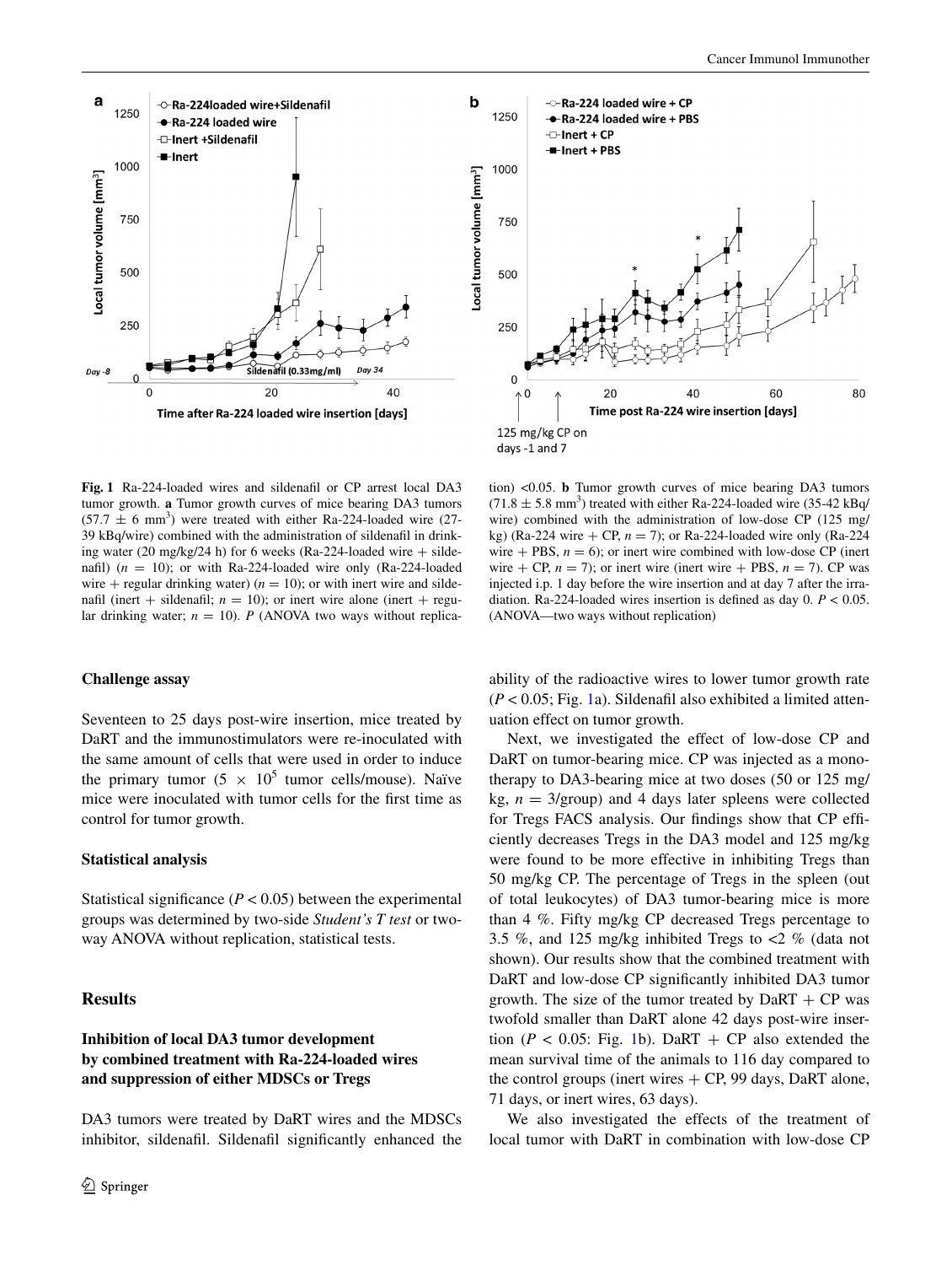**Fig. 1** Ra-224-loaded wires and sildenafil or CP arrest local DA3 tumor growth. **a** Tumor growth curves of mice bearing DA3 tumors ($57.7 \pm 6$ mm$^3$) were treated with either Ra-224-loaded wire (27-39 kBq/wire) combined with the administration of sildenafil in drinking water (20 mg/kg/24 h) for 6 weeks (Ra-224-loaded wire + sildenafil) ($n = 10$); or with Ra-224-loaded wire only (Ra-224-loaded wire + regular drinking water) ($n = 10$); or with inert wire and sildenafil (inert + sildenafil; $n = 10$); or inert wire alone (inert + regular drinking water; $n = 10$). *P* (ANOVA two ways without replication) <0.05. **b** Tumor growth curves of mice bearing DA3 tumors ($71.8 \pm 5.8$ mm$^3$) treated with either Ra-224-loaded wire (35-42 kBq/wire) combined with the administration of low-dose CP (125 mg/kg) (Ra-224 wire + CP, $n = 7$); or Ra-224-loaded wire only (Ra-224 wire + PBS, $n = 6$); or inert wire combined with low-dose CP (inert wire + CP, $n = 7$); or inert wire (inert wire + PBS, $n = 7$). CP was injected i.p. 1 day before the wire insertion and at day 7 after the irradiation. Ra-224-loaded wires insertion is defined as day 0. $P < 0.05$. (ANOVA—two ways without replication)

### Challenge assay

Seventeen to 25 days post-wire insertion, mice treated by DaRT and the immunostimulators were re-inoculated with the same amount of cells that were used in order to induce the primary tumor ($5 \times 10^5$ tumor cells/mouse). Naïve mice were inoculated with tumor cells for the first time as control for tumor growth.

### Statistical analysis

Statistical significance ($P < 0.05$) between the experimental groups was determined by two-side *Student's T test* or two-way ANOVA without replication, statistical tests.

## Results

### Inhibition of local DA3 tumor development by combined treatment with Ra-224-loaded wires and suppression of either MDSCs or Tregs

DA3 tumors were treated by DaRT wires and the MDSCs inhibitor, sildenafil. Sildenafil significantly enhanced the ability of the radioactive wires to lower tumor growth rate ($P < 0.05$; Fig. 1a). Sildenafil also exhibited a limited attenuation effect on tumor growth.

Next, we investigated the effect of low-dose CP and DaRT on tumor-bearing mice. CP was injected as a monotherapy to DA3-bearing mice at two doses (50 or 125 mg/kg, $n = 3$/group) and 4 days later spleens were collected for Tregs FACS analysis. Our findings show that CP efficiently decreases Tregs in the DA3 model and 125 mg/kg were found to be more effective in inhibiting Tregs than 50 mg/kg CP. The percentage of Tregs in the spleen (out of total leukocytes) of DA3 tumor-bearing mice is more than 4 %. Fifty mg/kg CP decreased Tregs percentage to 3.5 %, and 125 mg/kg inhibited Tregs to <2 % (data not shown). Our results show that the combined treatment with DaRT and low-dose CP significantly inhibited DA3 tumor growth. The size of the tumor treated by DaRT + CP was twofold smaller than DaRT alone 42 days post-wire insertion ($P < 0.05$: Fig. 1b). DaRT + CP also extended the mean survival time of the animals to 116 day compared to the control groups (inert wires + CP, 99 days, DaRT alone, 71 days, or inert wires, 63 days).

We also investigated the effects of the treatment of local tumor with DaRT in combination with low-dose CP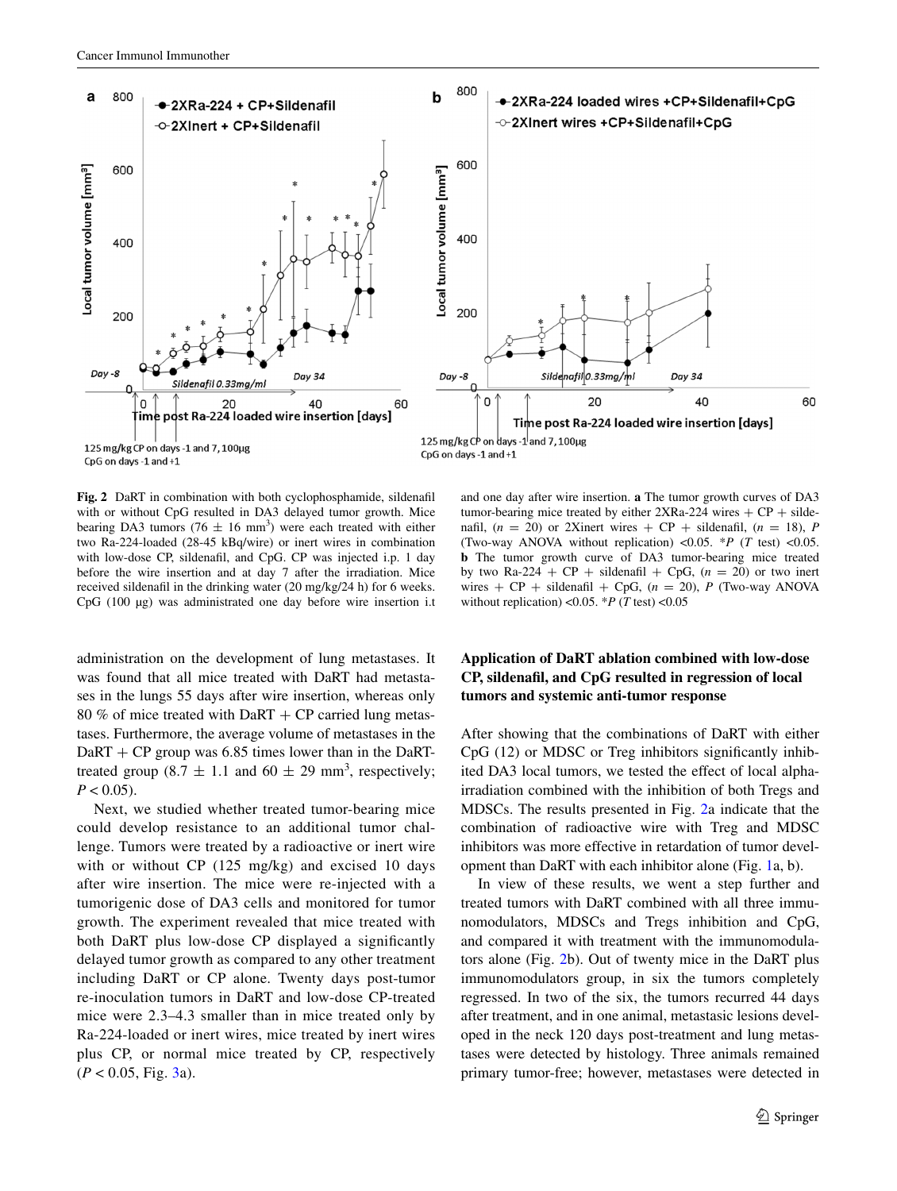**Fig. 2** DaRT in combination with both cyclophosphamide, sildenafil with or without CpG resulted in DA3 delayed tumor growth. Mice bearing DA3 tumors ($76 \pm 16$ mm$^3$) were each treated with either two Ra-224-loaded (28-45 kBq/wire) or inert wires in combination with low-dose CP, sildenafil, and CpG. CP was injected i.p. 1 day before the wire insertion and at day 7 after the irradiation. Mice received sildenafil in the drinking water (20 mg/kg/24 h) for 6 weeks. CpG (100 µg) was administrated one day before wire insertion i.t and one day after wire insertion. **a** The tumor growth curves of DA3 tumor-bearing mice treated by either 2XRa-224 wires + CP + sildenafil, ($n$ = 20) or 2Xinert wires + CP + sildenafil, ($n$ = 18), $P$ (Two-way ANOVA without replication) <0.05. *$P$ ($T$ test) <0.05. **b** The tumor growth curve of DA3 tumor-bearing mice treated by two Ra-224 + CP + sildenafil + CpG, ($n$ = 20) or two inert wires + CP + sildenafil + CpG, ($n$ = 20), $P$ (Two-way ANOVA without replication) <0.05. *$P$ ($T$ test) <0.05

administration on the development of lung metastases. It was found that all mice treated with DaRT had metastases in the lungs 55 days after wire insertion, whereas only 80 % of mice treated with DaRT + CP carried lung metastases. Furthermore, the average volume of metastases in the DaRT + CP group was 6.85 times lower than in the DaRT-treated group ($8.7 \pm 1.1$ and $60 \pm 29$ mm$^3$, respectively; $P < 0.05$).

Next, we studied whether treated tumor-bearing mice could develop resistance to an additional tumor challenge. Tumors were treated by a radioactive or inert wire with or without CP (125 mg/kg) and excised 10 days after wire insertion. The mice were re-injected with a tumorigenic dose of DA3 cells and monitored for tumor growth. The experiment revealed that mice treated with both DaRT plus low-dose CP displayed a significantly delayed tumor growth as compared to any other treatment including DaRT or CP alone. Twenty days post-tumor re-inoculation tumors in DaRT and low-dose CP-treated mice were 2.3–4.3 smaller than in mice treated only by Ra-224-loaded or inert wires, mice treated by inert wires plus CP, or normal mice treated by CP, respectively ($P < 0.05$, Fig. 3a).

### Application of DaRT ablation combined with low-dose CP, sildenafil, and CpG resulted in regression of local tumors and systemic anti-tumor response

After showing that the combinations of DaRT with either CpG (12) or MDSC or Treg inhibitors significantly inhibited DA3 local tumors, we tested the effect of local alpha-irradiation combined with the inhibition of both Tregs and MDSCs. The results presented in Fig. 2a indicate that the combination of radioactive wire with Treg and MDSC inhibitors was more effective in retardation of tumor development than DaRT with each inhibitor alone (Fig. 1a, b).

In view of these results, we went a step further and treated tumors with DaRT combined with all three immunomodulators, MDSCs and Tregs inhibition and CpG, and compared it with treatment with the immunomodulators alone (Fig. 2b). Out of twenty mice in the DaRT plus immunomodulators group, in six the tumors completely regressed. In two of the six, the tumors recurred 44 days after treatment, and in one animal, metastasic lesions developed in the neck 120 days post-treatment and lung metastases were detected by histology. Three animals remained primary tumor-free; however, metastases were detected in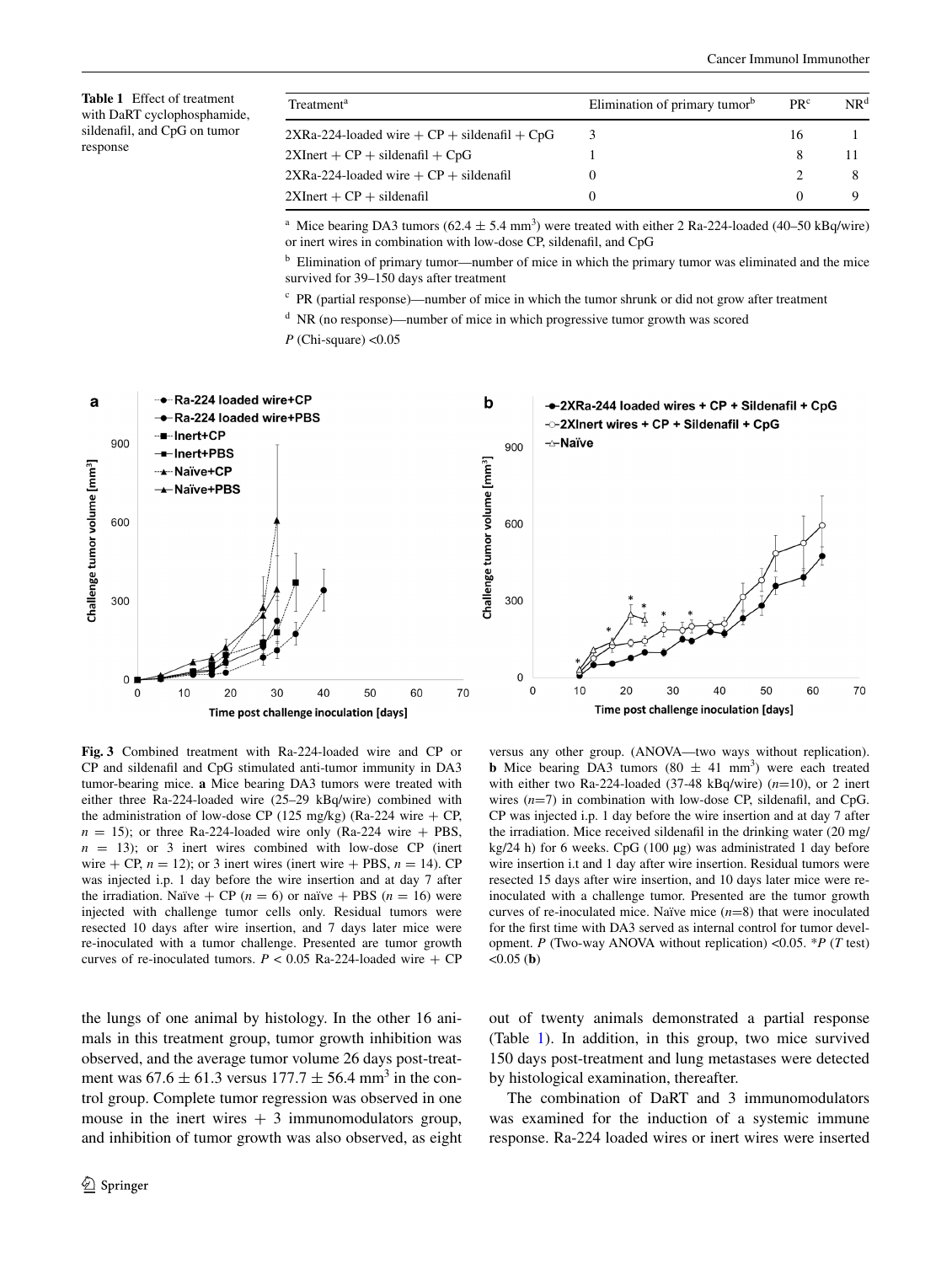**Table 1** Effect of treatment with DaRT cyclophosphamide, sildenafil, and CpG on tumor response

| Treatment[a] | Elimination of primary tumor[b] | PR[c] | NR[d] |
|---|---|---|---|
| 2XRa-224-loaded wire + CP + sildenafil + CpG | 3 | 16 | 1 |
| 2XInert + CP + sildenafil + CpG | 1 | 8 | 11 |
| 2XRa-224-loaded wire + CP + sildenafil | 0 | 2 | 8 |
| 2XInert + CP + sildenafil | 0 | 0 | 9 |

[a] Mice bearing DA3 tumors ($62.4 \pm 5.4$ mm$^3$) were treated with either 2 Ra-224-loaded (40–50 kBq/wire) or inert wires in combination with low-dose CP, sildenafil, and CpG

[b] Elimination of primary tumor—number of mice in which the primary tumor was eliminated and the mice survived for 39–150 days after treatment

[c] PR (partial response)—number of mice in which the tumor shrunk or did not grow after treatment

[d] NR (no response)—number of mice in which progressive tumor growth was scored

*P* (Chi-square) <0.05

**Fig. 3** Combined treatment with Ra-224-loaded wire and CP or CP and sildenafil and CpG stimulated anti-tumor immunity in DA3 tumor-bearing mice. **a** Mice bearing DA3 tumors were treated with either three Ra-224-loaded wire (25–29 kBq/wire) combined with the administration of low-dose CP (125 mg/kg) (Ra-224 wire + CP, $n = 15$); or three Ra-224-loaded wire only (Ra-224 wire + PBS, $n = 13$); or 3 inert wires combined with low-dose CP (inert wire + CP, $n = 12$); or 3 inert wires (inert wire + PBS, $n = 14$). CP was injected i.p. 1 day before the wire insertion and at day 7 after the irradiation. Naïve + CP ($n = 6$) or naïve + PBS ($n = 16$) were injected with challenge tumor cells only. Residual tumors were resected 10 days after wire insertion, and 7 days later mice were re-inoculated with a tumor challenge. Presented are tumor growth curves of re-inoculated tumors. $P < 0.05$ Ra-224-loaded wire + CP versus any other group. (ANOVA—two ways without replication). **b** Mice bearing DA3 tumors ($80 \pm 41$ mm$^3$) were each treated with either two Ra-224-loaded (37-48 kBq/wire) ($n$=10), or 2 inert wires ($n$=7) in combination with low-dose CP, sildenafil, and CpG. CP was injected i.p. 1 day before the wire insertion and at day 7 after the irradiation. Mice received sildenafil in the drinking water (20 mg/kg/24 h) for 6 weeks. CpG (100 µg) was administrated 1 day before wire insertion i.t and 1 day after wire insertion. Residual tumors were resected 15 days after wire insertion, and 10 days later mice were re-inoculated with a challenge tumor. Presented are the tumor growth curves of re-inoculated mice. Naïve mice ($n$=8) that were inoculated for the first time with DA3 served as internal control for tumor development. *P* (Two-way ANOVA without replication) <0.05. \**P* (*T* test) <0.05 (**b**)

the lungs of one animal by histology. In the other 16 animals in this treatment group, tumor growth inhibition was observed, and the average tumor volume 26 days post-treatment was $67.6 \pm 61.3$ versus $177.7 \pm 56.4$ mm$^3$ in the control group. Complete tumor regression was observed in one mouse in the inert wires + 3 immunomodulators group, and inhibition of tumor growth was also observed, as eight out of twenty animals demonstrated a partial response (Table 1). In addition, in this group, two mice survived 150 days post-treatment and lung metastases were detected by histological examination, thereafter.

The combination of DaRT and 3 immunomodulators was examined for the induction of a systemic immune response. Ra-224 loaded wires or inert wires were inserted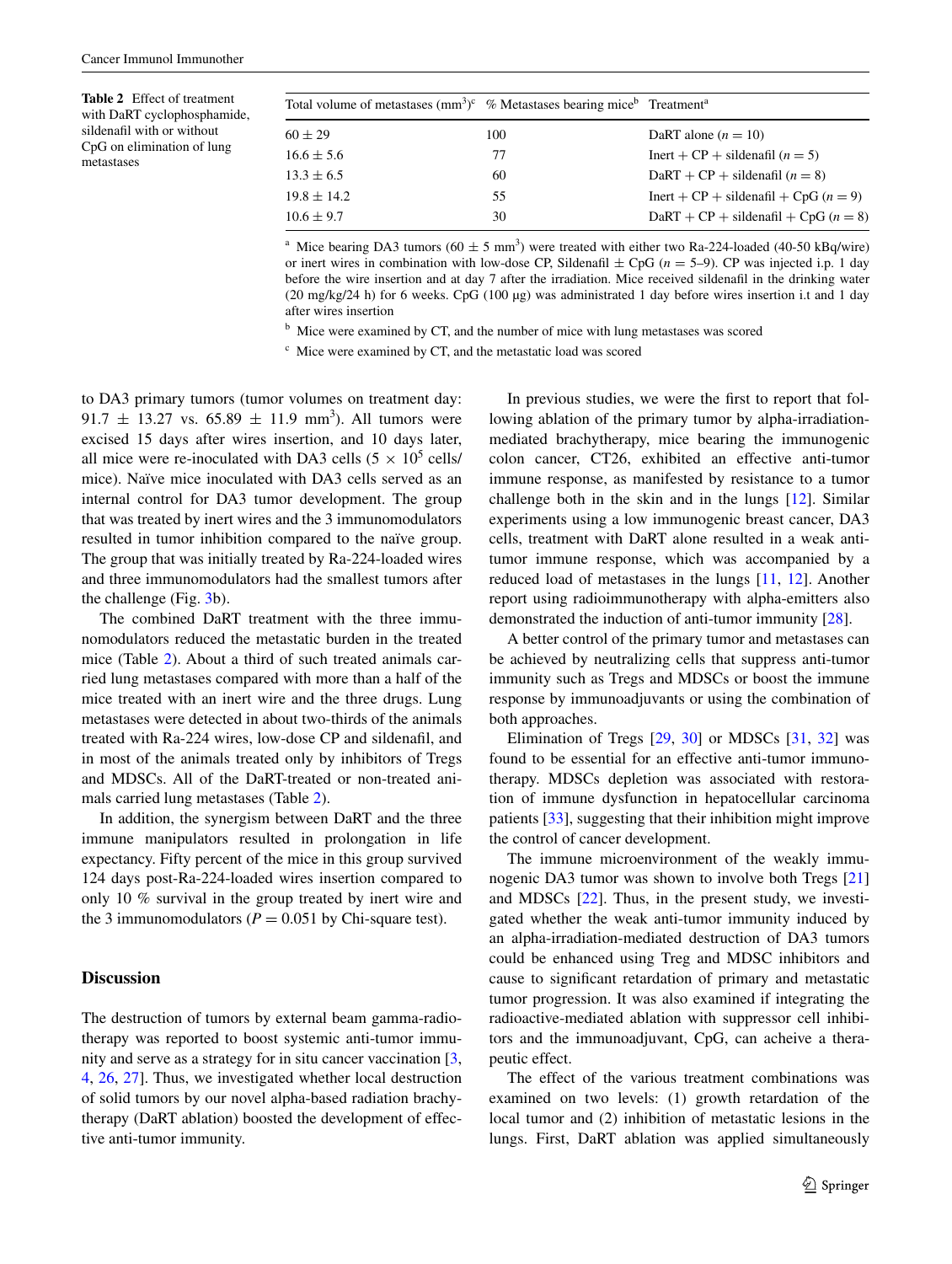**Table 2** Effect of treatment with DaRT cyclophosphamide, sildenafil with or without CpG on elimination of lung metastases

| Total volume of metastases ($mm^3$)[c] | % Metastases bearing mice[b] | Treatment[a] |
|---|---|---|
| 60 ± 29 | 100 | DaRT alone ($n = 10$) |
| 16.6 ± 5.6 | 77 | Inert + CP + sildenafil ($n = 5$) |
| 13.3 ± 6.5 | 60 | DaRT + CP + sildenafil ($n = 8$) |
| 19.8 ± 14.2 | 55 | Inert + CP + sildenafil + CpG ($n = 9$) |
| 10.6 ± 9.7 | 30 | DaRT + CP + sildenafil + CpG ($n = 8$) |

[a] Mice bearing DA3 tumors (60 ± 5 $mm^3$) were treated with either two Ra-224-loaded (40-50 kBq/wire) or inert wires in combination with low-dose CP, Sildenafil ± CpG ($n = 5$–9). CP was injected i.p. 1 day before the wire insertion and at day 7 after the irradiation. Mice received sildenafil in the drinking water (20 mg/kg/24 h) for 6 weeks. CpG (100 µg) was administrated 1 day before wires insertion i.t and 1 day after wires insertion

[b] Mice were examined by CT, and the number of mice with lung metastases was scored

[c] Mice were examined by CT, and the metastatic load was scored

to DA3 primary tumors (tumor volumes on treatment day: 91.7 ± 13.27 vs. 65.89 ± 11.9 $mm^3$). All tumors were excised 15 days after wires insertion, and 10 days later, all mice were re-inoculated with DA3 cells ($5 \times 10^5$ cells/mice). Naïve mice inoculated with DA3 cells served as an internal control for DA3 tumor development. The group that was treated by inert wires and the 3 immunomodulators resulted in tumor inhibition compared to the naïve group. The group that was initially treated by Ra-224-loaded wires and three immunomodulators had the smallest tumors after the challenge (Fig. 3b).

The combined DaRT treatment with the three immunomodulators reduced the metastatic burden in the treated mice (Table 2). About a third of such treated animals carried lung metastases compared with more than a half of the mice treated with an inert wire and the three drugs. Lung metastases were detected in about two-thirds of the animals treated with Ra-224 wires, low-dose CP and sildenafil, and in most of the animals treated only by inhibitors of Tregs and MDSCs. All of the DaRT-treated or non-treated animals carried lung metastases (Table 2).

In addition, the synergism between DaRT and the three immune manipulators resulted in prolongation in life expectancy. Fifty percent of the mice in this group survived 124 days post-Ra-224-loaded wires insertion compared to only 10 % survival in the group treated by inert wire and the 3 immunomodulators ($P = 0.051$ by Chi-square test).

## Discussion

The destruction of tumors by external beam gamma-radiotherapy was reported to boost systemic anti-tumor immunity and serve as a strategy for in situ cancer vaccination [3, 4, 26, 27]. Thus, we investigated whether local destruction of solid tumors by our novel alpha-based radiation brachytherapy (DaRT ablation) boosted the development of effective anti-tumor immunity.

In previous studies, we were the first to report that following ablation of the primary tumor by alpha-irradiation-mediated brachytherapy, mice bearing the immunogenic colon cancer, CT26, exhibited an effective anti-tumor immune response, as manifested by resistance to a tumor challenge both in the skin and in the lungs [12]. Similar experiments using a low immunogenic breast cancer, DA3 cells, treatment with DaRT alone resulted in a weak anti-tumor immune response, which was accompanied by a reduced load of metastases in the lungs [11, 12]. Another report using radioimmunotherapy with alpha-emitters also demonstrated the induction of anti-tumor immunity [28].

A better control of the primary tumor and metastases can be achieved by neutralizing cells that suppress anti-tumor immunity such as Tregs and MDSCs or boost the immune response by immunoadjuvants or using the combination of both approaches.

Elimination of Tregs [29, 30] or MDSCs [31, 32] was found to be essential for an effective anti-tumor immunotherapy. MDSCs depletion was associated with restoration of immune dysfunction in hepatocellular carcinoma patients [33], suggesting that their inhibition might improve the control of cancer development.

The immune microenvironment of the weakly immunogenic DA3 tumor was shown to involve both Tregs [21] and MDSCs [22]. Thus, in the present study, we investigated whether the weak anti-tumor immunity induced by an alpha-irradiation-mediated destruction of DA3 tumors could be enhanced using Treg and MDSC inhibitors and cause to significant retardation of primary and metastatic tumor progression. It was also examined if integrating the radioactive-mediated ablation with suppressor cell inhibitors and the immunoadjuvant, CpG, can acheive a therapeutic effect.

The effect of the various treatment combinations was examined on two levels: (1) growth retardation of the local tumor and (2) inhibition of metastatic lesions in the lungs. First, DaRT ablation was applied simultaneously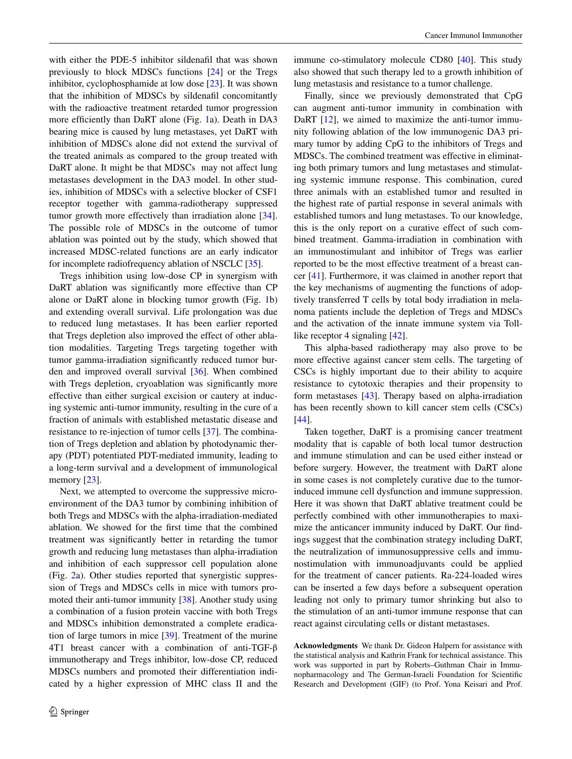with either the PDE-5 inhibitor sildenafil that was shown previously to block MDSCs functions [24] or the Tregs inhibitor, cyclophosphamide at low dose [23]. It was shown that the inhibition of MDSCs by sildenafil concomitantly with the radioactive treatment retarded tumor progression more efficiently than DaRT alone (Fig. 1a). Death in DA3 bearing mice is caused by lung metastases, yet DaRT with inhibition of MDSCs alone did not extend the survival of the treated animals as compared to the group treated with DaRT alone. It might be that MDSCs may not affect lung metastases development in the DA3 model. In other studies, inhibition of MDSCs with a selective blocker of CSF1 receptor together with gamma-radiotherapy suppressed tumor growth more effectively than irradiation alone [34]. The possible role of MDSCs in the outcome of tumor ablation was pointed out by the study, which showed that increased MDSC-related functions are an early indicator for incomplete radiofrequency ablation of NSCLC [35].

Tregs inhibition using low-dose CP in synergism with DaRT ablation was significantly more effective than CP alone or DaRT alone in blocking tumor growth (Fig. 1b) and extending overall survival. Life prolongation was due to reduced lung metastases. It has been earlier reported that Tregs depletion also improved the effect of other ablation modalities. Targeting Tregs targeting together with tumor gamma-irradiation significantly reduced tumor burden and improved overall survival [36]. When combined with Tregs depletion, cryoablation was significantly more effective than either surgical excision or cautery at inducing systemic anti-tumor immunity, resulting in the cure of a fraction of animals with established metastatic disease and resistance to re-injection of tumor cells [37]. The combination of Tregs depletion and ablation by photodynamic therapy (PDT) potentiated PDT-mediated immunity, leading to a long-term survival and a development of immunological memory [23].

Next, we attempted to overcome the suppressive microenvironment of the DA3 tumor by combining inhibition of both Tregs and MDSCs with the alpha-irradiation-mediated ablation. We showed for the first time that the combined treatment was significantly better in retarding the tumor growth and reducing lung metastases than alpha-irradiation and inhibition of each suppressor cell population alone (Fig. 2a). Other studies reported that synergistic suppression of Tregs and MDSCs cells in mice with tumors promoted their anti-tumor immunity [38]. Another study using a combination of a fusion protein vaccine with both Tregs and MDSCs inhibition demonstrated a complete eradication of large tumors in mice [39]. Treatment of the murine 4T1 breast cancer with a combination of anti-TGF-β immunotherapy and Tregs inhibitor, low-dose CP, reduced MDSCs numbers and promoted their differentiation indicated by a higher expression of MHC class II and the immune co-stimulatory molecule CD80 [40]. This study also showed that such therapy led to a growth inhibition of lung metastasis and resistance to a tumor challenge.

Finally, since we previously demonstrated that CpG can augment anti-tumor immunity in combination with DaRT [12], we aimed to maximize the anti-tumor immunity following ablation of the low immunogenic DA3 primary tumor by adding CpG to the inhibitors of Tregs and MDSCs. The combined treatment was effective in eliminating both primary tumors and lung metastases and stimulating systemic immune response. This combination, cured three animals with an established tumor and resulted in the highest rate of partial response in several animals with established tumors and lung metastases. To our knowledge, this is the only report on a curative effect of such combined treatment. Gamma-irradiation in combination with an immunostimulant and inhibitor of Tregs was earlier reported to be the most effective treatment of a breast cancer [41]. Furthermore, it was claimed in another report that the key mechanisms of augmenting the functions of adoptively transferred T cells by total body irradiation in melanoma patients include the depletion of Tregs and MDSCs and the activation of the innate immune system via Toll-like receptor 4 signaling [42].

This alpha-based radiotherapy may also prove to be more effective against cancer stem cells. The targeting of CSCs is highly important due to their ability to acquire resistance to cytotoxic therapies and their propensity to form metastases [43]. Therapy based on alpha-irradiation has been recently shown to kill cancer stem cells (CSCs) [44].

Taken together, DaRT is a promising cancer treatment modality that is capable of both local tumor destruction and immune stimulation and can be used either instead or before surgery. However, the treatment with DaRT alone in some cases is not completely curative due to the tumor-induced immune cell dysfunction and immune suppression. Here it was shown that DaRT ablative treatment could be perfectly combined with other immunotherapies to maximize the anticancer immunity induced by DaRT. Our findings suggest that the combination strategy including DaRT, the neutralization of immunosuppressive cells and immunostimulation with immunoadjuvants could be applied for the treatment of cancer patients. Ra-224-loaded wires can be inserted a few days before a subsequent operation leading not only to primary tumor shrinking but also to the stimulation of an anti-tumor immune response that can react against circulating cells or distant metastases.

**Acknowledgments** We thank Dr. Gideon Halpern for assistance with the statistical analysis and Kathrin Frank for technical assistance. This work was supported in part by Roberts–Guthman Chair in Immunopharmacology and The German-Israeli Foundation for Scientific Research and Development (GIF) (to Prof. Yona Keisari and Prof.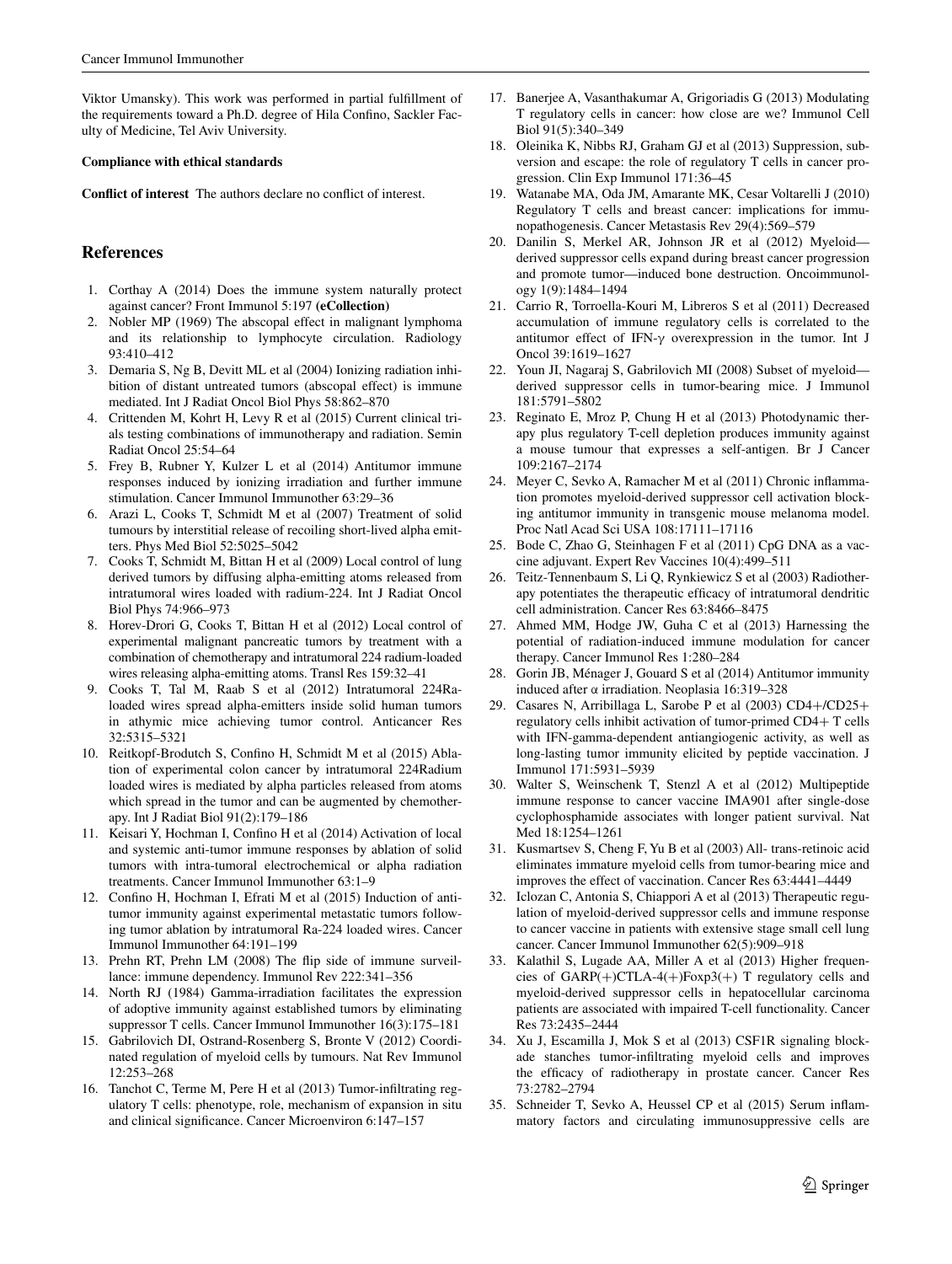Viktor Umansky). This work was performed in partial fulfillment of the requirements toward a Ph.D. degree of Hila Confino, Sackler Faculty of Medicine, Tel Aviv University.

**Compliance with ethical standards**

**Conflict of interest** The authors declare no conflict of interest.

## References

1. Corthay A (2014) Does the immune system naturally protect against cancer? Front Immunol 5:197 **(eCollection)**
2. Nobler MP (1969) The abscopal effect in malignant lymphoma and its relationship to lymphocyte circulation. Radiology 93:410–412
3. Demaria S, Ng B, Devitt ML et al (2004) Ionizing radiation inhibition of distant untreated tumors (abscopal effect) is immune mediated. Int J Radiat Oncol Biol Phys 58:862–870
4. Crittenden M, Kohrt H, Levy R et al (2015) Current clinical trials testing combinations of immunotherapy and radiation. Semin Radiat Oncol 25:54–64
5. Frey B, Rubner Y, Kulzer L et al (2014) Antitumor immune responses induced by ionizing irradiation and further immune stimulation. Cancer Immunol Immunother 63:29–36
6. Arazi L, Cooks T, Schmidt M et al (2007) Treatment of solid tumours by interstitial release of recoiling short-lived alpha emitters. Phys Med Biol 52:5025–5042
7. Cooks T, Schmidt M, Bittan H et al (2009) Local control of lung derived tumors by diffusing alpha-emitting atoms released from intratumoral wires loaded with radium-224. Int J Radiat Oncol Biol Phys 74:966–973
8. Horev-Drori G, Cooks T, Bittan H et al (2012) Local control of experimental malignant pancreatic tumors by treatment with a combination of chemotherapy and intratumoral 224 radium-loaded wires releasing alpha-emitting atoms. Transl Res 159:32–41
9. Cooks T, Tal M, Raab S et al (2012) Intratumoral 224Ra-loaded wires spread alpha-emitters inside solid human tumors in athymic mice achieving tumor control. Anticancer Res 32:5315–5321
10. Reitkopf-Brodutch S, Confino H, Schmidt M et al (2015) Ablation of experimental colon cancer by intratumoral 224Radium loaded wires is mediated by alpha particles released from atoms which spread in the tumor and can be augmented by chemotherapy. Int J Radiat Biol 91(2):179–186
11. Keisari Y, Hochman I, Confino H et al (2014) Activation of local and systemic anti-tumor immune responses by ablation of solid tumors with intra-tumoral electrochemical or alpha radiation treatments. Cancer Immunol Immunother 63:1–9
12. Confino H, Hochman I, Efrati M et al (2015) Induction of antitumor immunity against experimental metastatic tumors following tumor ablation by intratumoral Ra-224 loaded wires. Cancer Immunol Immunother 64:191–199
13. Prehn RT, Prehn LM (2008) The flip side of immune surveillance: immune dependency. Immunol Rev 222:341–356
14. North RJ (1984) Gamma-irradiation facilitates the expression of adoptive immunity against established tumors by eliminating suppressor T cells. Cancer Immunol Immunother 16(3):175–181
15. Gabrilovich DI, Ostrand-Rosenberg S, Bronte V (2012) Coordinated regulation of myeloid cells by tumours. Nat Rev Immunol 12:253–268
16. Tanchot C, Terme M, Pere H et al (2013) Tumor-infiltrating regulatory T cells: phenotype, role, mechanism of expansion in situ and clinical significance. Cancer Microenviron 6:147–157
17. Banerjee A, Vasanthakumar A, Grigoriadis G (2013) Modulating T regulatory cells in cancer: how close are we? Immunol Cell Biol 91(5):340–349
18. Oleinika K, Nibbs RJ, Graham GJ et al (2013) Suppression, subversion and escape: the role of regulatory T cells in cancer progression. Clin Exp Immunol 171:36–45
19. Watanabe MA, Oda JM, Amarante MK, Cesar Voltarelli J (2010) Regulatory T cells and breast cancer: implications for immunopathogenesis. Cancer Metastasis Rev 29(4):569–579
20. Danilin S, Merkel AR, Johnson JR et al (2012) Myeloid—derived suppressor cells expand during breast cancer progression and promote tumor—induced bone destruction. Oncoimmunology 1(9):1484–1494
21. Carrio R, Torroella-Kouri M, Libreros S et al (2011) Decreased accumulation of immune regulatory cells is correlated to the antitumor effect of IFN-γ overexpression in the tumor. Int J Oncol 39:1619–1627
22. Youn JI, Nagaraj S, Gabrilovich MI (2008) Subset of myeloid—derived suppressor cells in tumor-bearing mice. J Immunol 181:5791–5802
23. Reginato E, Mroz P, Chung H et al (2013) Photodynamic therapy plus regulatory T-cell depletion produces immunity against a mouse tumour that expresses a self-antigen. Br J Cancer 109:2167–2174
24. Meyer C, Sevko A, Ramacher M et al (2011) Chronic inflammation promotes myeloid-derived suppressor cell activation blocking antitumor immunity in transgenic mouse melanoma model. Proc Natl Acad Sci USA 108:17111–17116
25. Bode C, Zhao G, Steinhagen F et al (2011) CpG DNA as a vaccine adjuvant. Expert Rev Vaccines 10(4):499–511
26. Teitz-Tennenbaum S, Li Q, Rynkiewicz S et al (2003) Radiotherapy potentiates the therapeutic efficacy of intratumoral dendritic cell administration. Cancer Res 63:8466–8475
27. Ahmed MM, Hodge JW, Guha C et al (2013) Harnessing the potential of radiation-induced immune modulation for cancer therapy. Cancer Immunol Res 1:280–284
28. Gorin JB, Ménager J, Gouard S et al (2014) Antitumor immunity induced after α irradiation. Neoplasia 16:319–328
29. Casares N, Arribillaga L, Sarobe P et al (2003) CD4+/CD25+ regulatory cells inhibit activation of tumor-primed CD4+ T cells with IFN-gamma-dependent antiangiogenic activity, as well as long-lasting tumor immunity elicited by peptide vaccination. J Immunol 171:5931–5939
30. Walter S, Weinschenk T, Stenzl A et al (2012) Multipeptide immune response to cancer vaccine IMA901 after single-dose cyclophosphamide associates with longer patient survival. Nat Med 18:1254–1261
31. Kusmartsev S, Cheng F, Yu B et al (2003) All- trans-retinoic acid eliminates immature myeloid cells from tumor-bearing mice and improves the effect of vaccination. Cancer Res 63:4441–4449
32. Iclozan C, Antonia S, Chiappori A et al (2013) Therapeutic regulation of myeloid-derived suppressor cells and immune response to cancer vaccine in patients with extensive stage small cell lung cancer. Cancer Immunol Immunother 62(5):909–918
33. Kalathil S, Lugade AA, Miller A et al (2013) Higher frequencies of GARP(+)CTLA-4(+)Foxp3(+) T regulatory cells and myeloid-derived suppressor cells in hepatocellular carcinoma patients are associated with impaired T-cell functionality. Cancer Res 73:2435–2444
34. Xu J, Escamilla J, Mok S et al (2013) CSF1R signaling blockade stanches tumor-infiltrating myeloid cells and improves the efficacy of radiotherapy in prostate cancer. Cancer Res 73:2782–2794
35. Schneider T, Sevko A, Heussel CP et al (2015) Serum inflammatory factors and circulating immunosuppressive cells are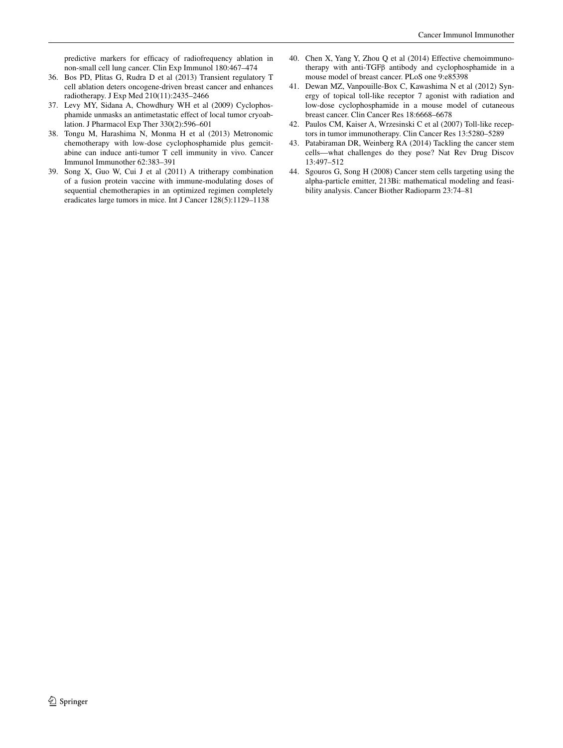predictive markers for efficacy of radiofrequency ablation in non-small cell lung cancer. Clin Exp Immunol 180:467–474

36. Bos PD, Plitas G, Rudra D et al (2013) Transient regulatory T cell ablation deters oncogene-driven breast cancer and enhances radiotherapy. J Exp Med 210(11):2435–2466
37. Levy MY, Sidana A, Chowdhury WH et al (2009) Cyclophosphamide unmasks an antimetastatic effect of local tumor cryoablation. J Pharmacol Exp Ther 330(2):596–601
38. Tongu M, Harashima N, Monma H et al (2013) Metronomic chemotherapy with low-dose cyclophosphamide plus gemcitabine can induce anti-tumor T cell immunity in vivo. Cancer Immunol Immunother 62:383–391
39. Song X, Guo W, Cui J et al (2011) A tritherapy combination of a fusion protein vaccine with immune-modulating doses of sequential chemotherapies in an optimized regimen completely eradicates large tumors in mice. Int J Cancer 128(5):1129–1138
40. Chen X, Yang Y, Zhou Q et al (2014) Effective chemoimmunotherapy with anti-TGFβ antibody and cyclophosphamide in a mouse model of breast cancer. PLoS one 9:e85398
41. Dewan MZ, Vanpouille-Box C, Kawashima N et al (2012) Synergy of topical toll-like receptor 7 agonist with radiation and low-dose cyclophosphamide in a mouse model of cutaneous breast cancer. Clin Cancer Res 18:6668–6678
42. Paulos CM, Kaiser A, Wrzesinski C et al (2007) Toll-like receptors in tumor immunotherapy. Clin Cancer Res 13:5280–5289
43. Patabiraman DR, Weinberg RA (2014) Tackling the cancer stem cells—what challenges do they pose? Nat Rev Drug Discov 13:497–512
44. Sgouros G, Song H (2008) Cancer stem cells targeting using the alpha-particle emitter, 213Bi: mathematical modeling and feasibility analysis. Cancer Biother Radioparm 23:74–81